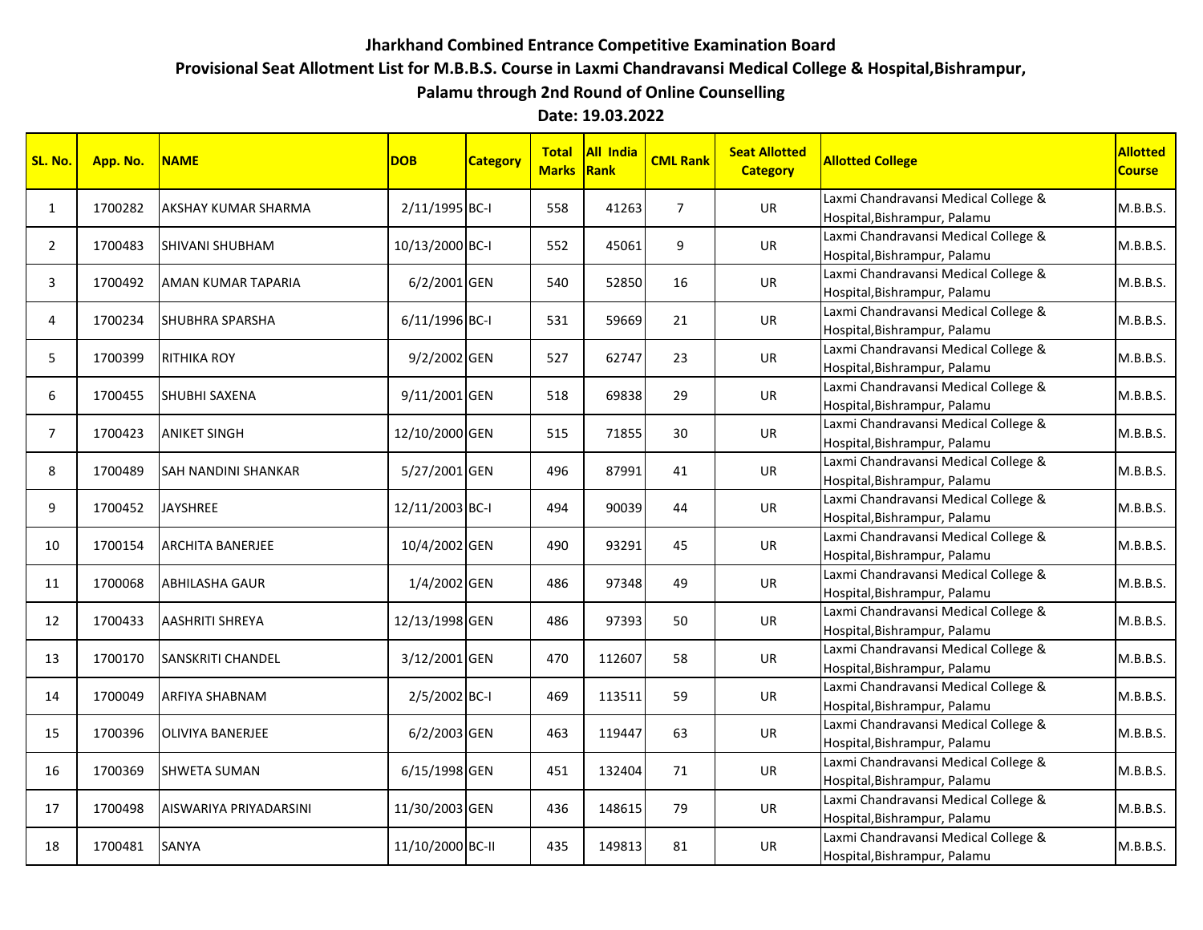# Jharkhand Combined Entrance Competitive Examination Board

## Provisional Seat Allotment List for M.B.B.S. Course in Laxmi Chandravansi Medical College & Hospital,Bishrampur, Palamu through 2nd Round of Online Counselling

**Date: 19.03.2022**

| SL. No. | App. No. | NAME | DOB | Category | Total Marks | All India Rank | CML Rank | Seat Allotted Category | Allotted College | Allotted Course |
|---|---|---|---|---|---|---|---|---|---|---|
| 1 | 1700282 | AKSHAY KUMAR SHARMA | 2/11/1995 | BC-I | 558 | 41263 | 7 | UR | Laxmi Chandravansi Medical College & Hospital,Bishrampur, Palamu | M.B.B.S. |
| 2 | 1700483 | SHIVANI SHUBHAM | 10/13/2000 | BC-I | 552 | 45061 | 9 | UR | Laxmi Chandravansi Medical College & Hospital,Bishrampur, Palamu | M.B.B.S. |
| 3 | 1700492 | AMAN KUMAR TAPARIA | 6/2/2001 | GEN | 540 | 52850 | 16 | UR | Laxmi Chandravansi Medical College & Hospital,Bishrampur, Palamu | M.B.B.S. |
| 4 | 1700234 | SHUBHRA SPARSHA | 6/11/1996 | BC-I | 531 | 59669 | 21 | UR | Laxmi Chandravansi Medical College & Hospital,Bishrampur, Palamu | M.B.B.S. |
| 5 | 1700399 | RITHIKA ROY | 9/2/2002 | GEN | 527 | 62747 | 23 | UR | Laxmi Chandravansi Medical College & Hospital,Bishrampur, Palamu | M.B.B.S. |
| 6 | 1700455 | SHUBHI SAXENA | 9/11/2001 | GEN | 518 | 69838 | 29 | UR | Laxmi Chandravansi Medical College & Hospital,Bishrampur, Palamu | M.B.B.S. |
| 7 | 1700423 | ANIKET SINGH | 12/10/2000 | GEN | 515 | 71855 | 30 | UR | Laxmi Chandravansi Medical College & Hospital,Bishrampur, Palamu | M.B.B.S. |
| 8 | 1700489 | SAH NANDINI SHANKAR | 5/27/2001 | GEN | 496 | 87991 | 41 | UR | Laxmi Chandravansi Medical College & Hospital,Bishrampur, Palamu | M.B.B.S. |
| 9 | 1700452 | JAYSHREE | 12/11/2003 | BC-I | 494 | 90039 | 44 | UR | Laxmi Chandravansi Medical College & Hospital,Bishrampur, Palamu | M.B.B.S. |
| 10 | 1700154 | ARCHITA BANERJEE | 10/4/2002 | GEN | 490 | 93291 | 45 | UR | Laxmi Chandravansi Medical College & Hospital,Bishrampur, Palamu | M.B.B.S. |
| 11 | 1700068 | ABHILASHA GAUR | 1/4/2002 | GEN | 486 | 97348 | 49 | UR | Laxmi Chandravansi Medical College & Hospital,Bishrampur, Palamu | M.B.B.S. |
| 12 | 1700433 | AASHRITI SHREYA | 12/13/1998 | GEN | 486 | 97393 | 50 | UR | Laxmi Chandravansi Medical College & Hospital,Bishrampur, Palamu | M.B.B.S. |
| 13 | 1700170 | SANSKRITI CHANDEL | 3/12/2001 | GEN | 470 | 112607 | 58 | UR | Laxmi Chandravansi Medical College & Hospital,Bishrampur, Palamu | M.B.B.S. |
| 14 | 1700049 | ARFIYA SHABNAM | 2/5/2002 | BC-I | 469 | 113511 | 59 | UR | Laxmi Chandravansi Medical College & Hospital,Bishrampur, Palamu | M.B.B.S. |
| 15 | 1700396 | OLIVIYA BANERJEE | 6/2/2003 | GEN | 463 | 119447 | 63 | UR | Laxmi Chandravansi Medical College & Hospital,Bishrampur, Palamu | M.B.B.S. |
| 16 | 1700369 | SHWETA SUMAN | 6/15/1998 | GEN | 451 | 132404 | 71 | UR | Laxmi Chandravansi Medical College & Hospital,Bishrampur, Palamu | M.B.B.S. |
| 17 | 1700498 | AISWARIYA PRIYADARSINI | 11/30/2003 | GEN | 436 | 148615 | 79 | UR | Laxmi Chandravansi Medical College & Hospital,Bishrampur, Palamu | M.B.B.S. |
| 18 | 1700481 | SANYA | 11/10/2000 | BC-II | 435 | 149813 | 81 | UR | Laxmi Chandravansi Medical College & Hospital,Bishrampur, Palamu | M.B.B.S. |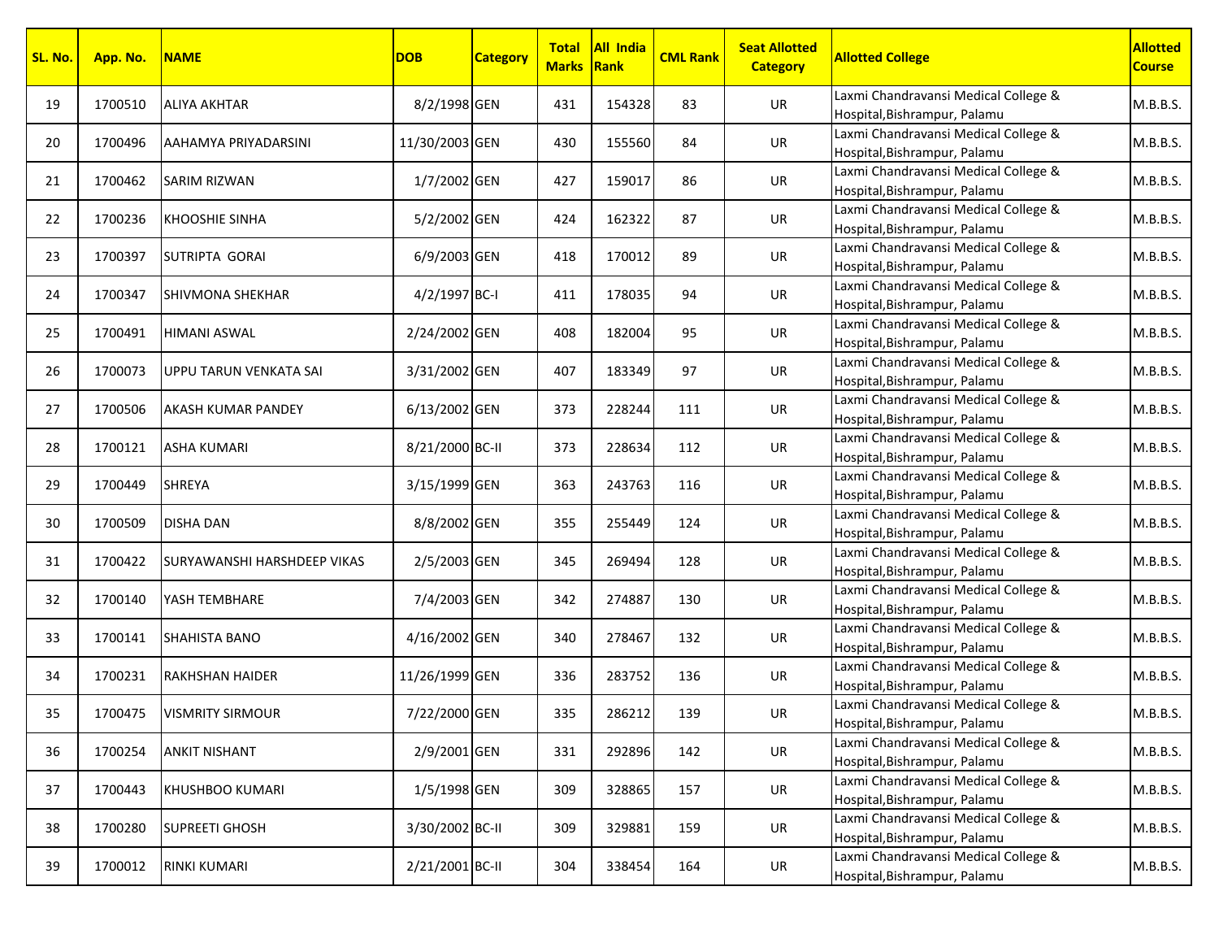| SL. No. | App. No. | NAME | DOB | Category | Total Marks | All India Rank | CML Rank | Seat Allotted Category | Allotted College | Allotted Course |
|---|---|---|---|---|---|---|---|---|---|---|
| 19 | 1700510 | ALIYA AKHTAR | 8/2/1998 | GEN | 431 | 154328 | 83 | UR | Laxmi Chandravansi Medical College & Hospital,Bishrampur, Palamu | M.B.B.S. |
| 20 | 1700496 | AAHAMYA PRIYADARSINI | 11/30/2003 | GEN | 430 | 155560 | 84 | UR | Laxmi Chandravansi Medical College & Hospital,Bishrampur, Palamu | M.B.B.S. |
| 21 | 1700462 | SARIM RIZWAN | 1/7/2002 | GEN | 427 | 159017 | 86 | UR | Laxmi Chandravansi Medical College & Hospital,Bishrampur, Palamu | M.B.B.S. |
| 22 | 1700236 | KHOOSHIE SINHA | 5/2/2002 | GEN | 424 | 162322 | 87 | UR | Laxmi Chandravansi Medical College & Hospital,Bishrampur, Palamu | M.B.B.S. |
| 23 | 1700397 | SUTRIPTA GORAI | 6/9/2003 | GEN | 418 | 170012 | 89 | UR | Laxmi Chandravansi Medical College & Hospital,Bishrampur, Palamu | M.B.B.S. |
| 24 | 1700347 | SHIVMONA SHEKHAR | 4/2/1997 | BC-I | 411 | 178035 | 94 | UR | Laxmi Chandravansi Medical College & Hospital,Bishrampur, Palamu | M.B.B.S. |
| 25 | 1700491 | HIMANI ASWAL | 2/24/2002 | GEN | 408 | 182004 | 95 | UR | Laxmi Chandravansi Medical College & Hospital,Bishrampur, Palamu | M.B.B.S. |
| 26 | 1700073 | UPPU TARUN VENKATA SAI | 3/31/2002 | GEN | 407 | 183349 | 97 | UR | Laxmi Chandravansi Medical College & Hospital,Bishrampur, Palamu | M.B.B.S. |
| 27 | 1700506 | AKASH KUMAR PANDEY | 6/13/2002 | GEN | 373 | 228244 | 111 | UR | Laxmi Chandravansi Medical College & Hospital,Bishrampur, Palamu | M.B.B.S. |
| 28 | 1700121 | ASHA KUMARI | 8/21/2000 | BC-II | 373 | 228634 | 112 | UR | Laxmi Chandravansi Medical College & Hospital,Bishrampur, Palamu | M.B.B.S. |
| 29 | 1700449 | SHREYA | 3/15/1999 | GEN | 363 | 243763 | 116 | UR | Laxmi Chandravansi Medical College & Hospital,Bishrampur, Palamu | M.B.B.S. |
| 30 | 1700509 | DISHA DAN | 8/8/2002 | GEN | 355 | 255449 | 124 | UR | Laxmi Chandravansi Medical College & Hospital,Bishrampur, Palamu | M.B.B.S. |
| 31 | 1700422 | SURYAWANSHI HARSHDEEP VIKAS | 2/5/2003 | GEN | 345 | 269494 | 128 | UR | Laxmi Chandravansi Medical College & Hospital,Bishrampur, Palamu | M.B.B.S. |
| 32 | 1700140 | YASH TEMBHARE | 7/4/2003 | GEN | 342 | 274887 | 130 | UR | Laxmi Chandravansi Medical College & Hospital,Bishrampur, Palamu | M.B.B.S. |
| 33 | 1700141 | SHAHISTA BANO | 4/16/2002 | GEN | 340 | 278467 | 132 | UR | Laxmi Chandravansi Medical College & Hospital,Bishrampur, Palamu | M.B.B.S. |
| 34 | 1700231 | RAKHSHAN HAIDER | 11/26/1999 | GEN | 336 | 283752 | 136 | UR | Laxmi Chandravansi Medical College & Hospital,Bishrampur, Palamu | M.B.B.S. |
| 35 | 1700475 | VISMRITY SIRMOUR | 7/22/2000 | GEN | 335 | 286212 | 139 | UR | Laxmi Chandravansi Medical College & Hospital,Bishrampur, Palamu | M.B.B.S. |
| 36 | 1700254 | ANKIT NISHANT | 2/9/2001 | GEN | 331 | 292896 | 142 | UR | Laxmi Chandravansi Medical College & Hospital,Bishrampur, Palamu | M.B.B.S. |
| 37 | 1700443 | KHUSHBOO KUMARI | 1/5/1998 | GEN | 309 | 328865 | 157 | UR | Laxmi Chandravansi Medical College & Hospital,Bishrampur, Palamu | M.B.B.S. |
| 38 | 1700280 | SUPREETI GHOSH | 3/30/2002 | BC-II | 309 | 329881 | 159 | UR | Laxmi Chandravansi Medical College & Hospital,Bishrampur, Palamu | M.B.B.S. |
| 39 | 1700012 | RINKI KUMARI | 2/21/2001 | BC-II | 304 | 338454 | 164 | UR | Laxmi Chandravansi Medical College & Hospital,Bishrampur, Palamu | M.B.B.S. |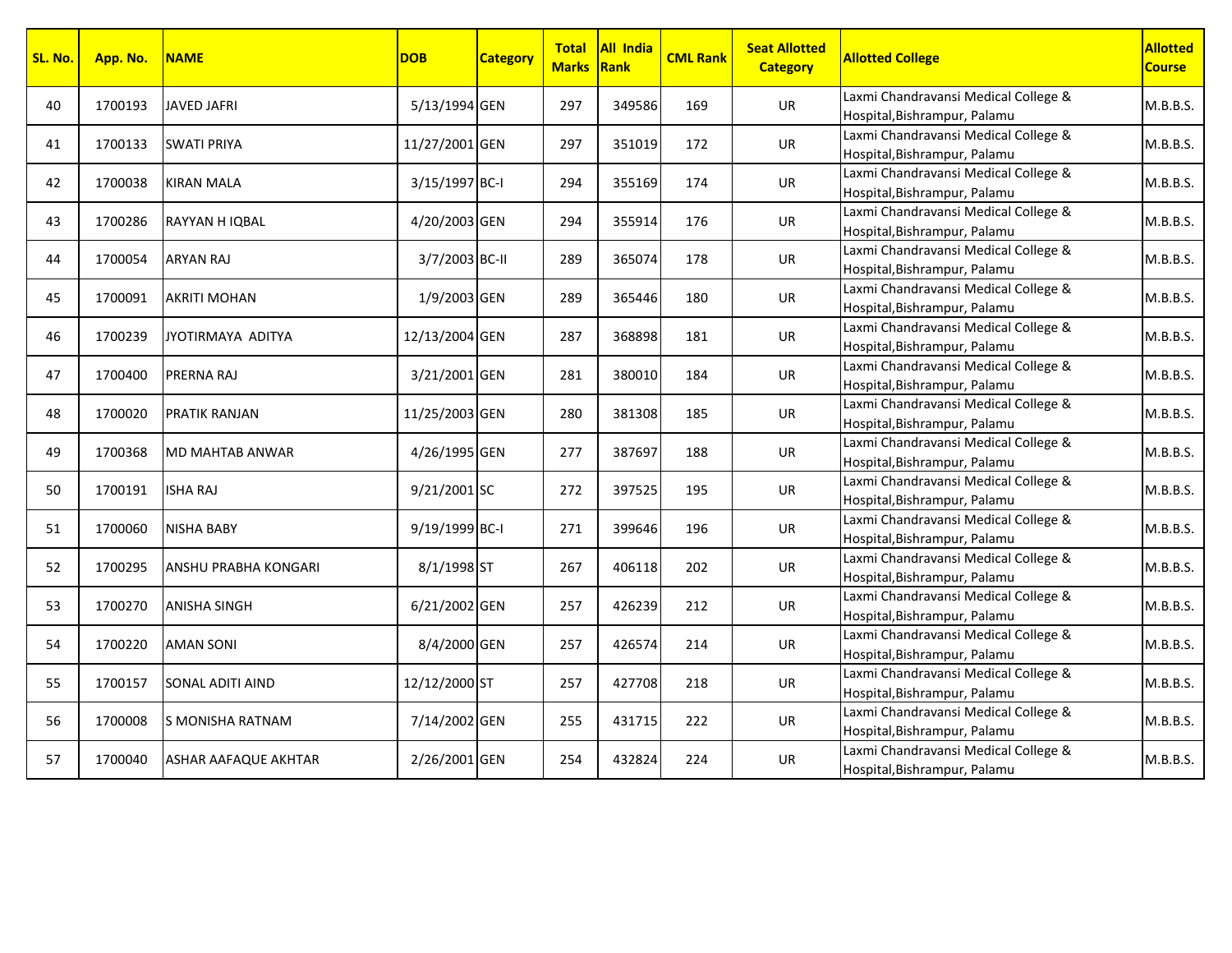| SL. No. | App. No. | NAME | DOB | Category | Total Marks | All India Rank | CML Rank | Seat Allotted Category | Allotted College | Allotted Course |
|---|---|---|---|---|---|---|---|---|---|---|
| 40 | 1700193 | JAVED JAFRI | 5/13/1994 | GEN | 297 | 349586 | 169 | UR | Laxmi Chandravansi Medical College & Hospital,Bishrampur, Palamu | M.B.B.S. |
| 41 | 1700133 | SWATI PRIYA | 11/27/2001 | GEN | 297 | 351019 | 172 | UR | Laxmi Chandravansi Medical College & Hospital,Bishrampur, Palamu | M.B.B.S. |
| 42 | 1700038 | KIRAN MALA | 3/15/1997 | BC-I | 294 | 355169 | 174 | UR | Laxmi Chandravansi Medical College & Hospital,Bishrampur, Palamu | M.B.B.S. |
| 43 | 1700286 | RAYYAN H IQBAL | 4/20/2003 | GEN | 294 | 355914 | 176 | UR | Laxmi Chandravansi Medical College & Hospital,Bishrampur, Palamu | M.B.B.S. |
| 44 | 1700054 | ARYAN RAJ | 3/7/2003 | BC-II | 289 | 365074 | 178 | UR | Laxmi Chandravansi Medical College & Hospital,Bishrampur, Palamu | M.B.B.S. |
| 45 | 1700091 | AKRITI MOHAN | 1/9/2003 | GEN | 289 | 365446 | 180 | UR | Laxmi Chandravansi Medical College & Hospital,Bishrampur, Palamu | M.B.B.S. |
| 46 | 1700239 | JYOTIRMAYA ADITYA | 12/13/2004 | GEN | 287 | 368898 | 181 | UR | Laxmi Chandravansi Medical College & Hospital,Bishrampur, Palamu | M.B.B.S. |
| 47 | 1700400 | PRERNA RAJ | 3/21/2001 | GEN | 281 | 380010 | 184 | UR | Laxmi Chandravansi Medical College & Hospital,Bishrampur, Palamu | M.B.B.S. |
| 48 | 1700020 | PRATIK RANJAN | 11/25/2003 | GEN | 280 | 381308 | 185 | UR | Laxmi Chandravansi Medical College & Hospital,Bishrampur, Palamu | M.B.B.S. |
| 49 | 1700368 | MD MAHTAB ANWAR | 4/26/1995 | GEN | 277 | 387697 | 188 | UR | Laxmi Chandravansi Medical College & Hospital,Bishrampur, Palamu | M.B.B.S. |
| 50 | 1700191 | ISHA RAJ | 9/21/2001 | SC | 272 | 397525 | 195 | UR | Laxmi Chandravansi Medical College & Hospital,Bishrampur, Palamu | M.B.B.S. |
| 51 | 1700060 | NISHA BABY | 9/19/1999 | BC-I | 271 | 399646 | 196 | UR | Laxmi Chandravansi Medical College & Hospital,Bishrampur, Palamu | M.B.B.S. |
| 52 | 1700295 | ANSHU PRABHA KONGARI | 8/1/1998 | ST | 267 | 406118 | 202 | UR | Laxmi Chandravansi Medical College & Hospital,Bishrampur, Palamu | M.B.B.S. |
| 53 | 1700270 | ANISHA SINGH | 6/21/2002 | GEN | 257 | 426239 | 212 | UR | Laxmi Chandravansi Medical College & Hospital,Bishrampur, Palamu | M.B.B.S. |
| 54 | 1700220 | AMAN SONI | 8/4/2000 | GEN | 257 | 426574 | 214 | UR | Laxmi Chandravansi Medical College & Hospital,Bishrampur, Palamu | M.B.B.S. |
| 55 | 1700157 | SONAL ADITI AIND | 12/12/2000 | ST | 257 | 427708 | 218 | UR | Laxmi Chandravansi Medical College & Hospital,Bishrampur, Palamu | M.B.B.S. |
| 56 | 1700008 | S MONISHA RATNAM | 7/14/2002 | GEN | 255 | 431715 | 222 | UR | Laxmi Chandravansi Medical College & Hospital,Bishrampur, Palamu | M.B.B.S. |
| 57 | 1700040 | ASHAR AAFAQUE AKHTAR | 2/26/2001 | GEN | 254 | 432824 | 224 | UR | Laxmi Chandravansi Medical College & Hospital,Bishrampur, Palamu | M.B.B.S. |